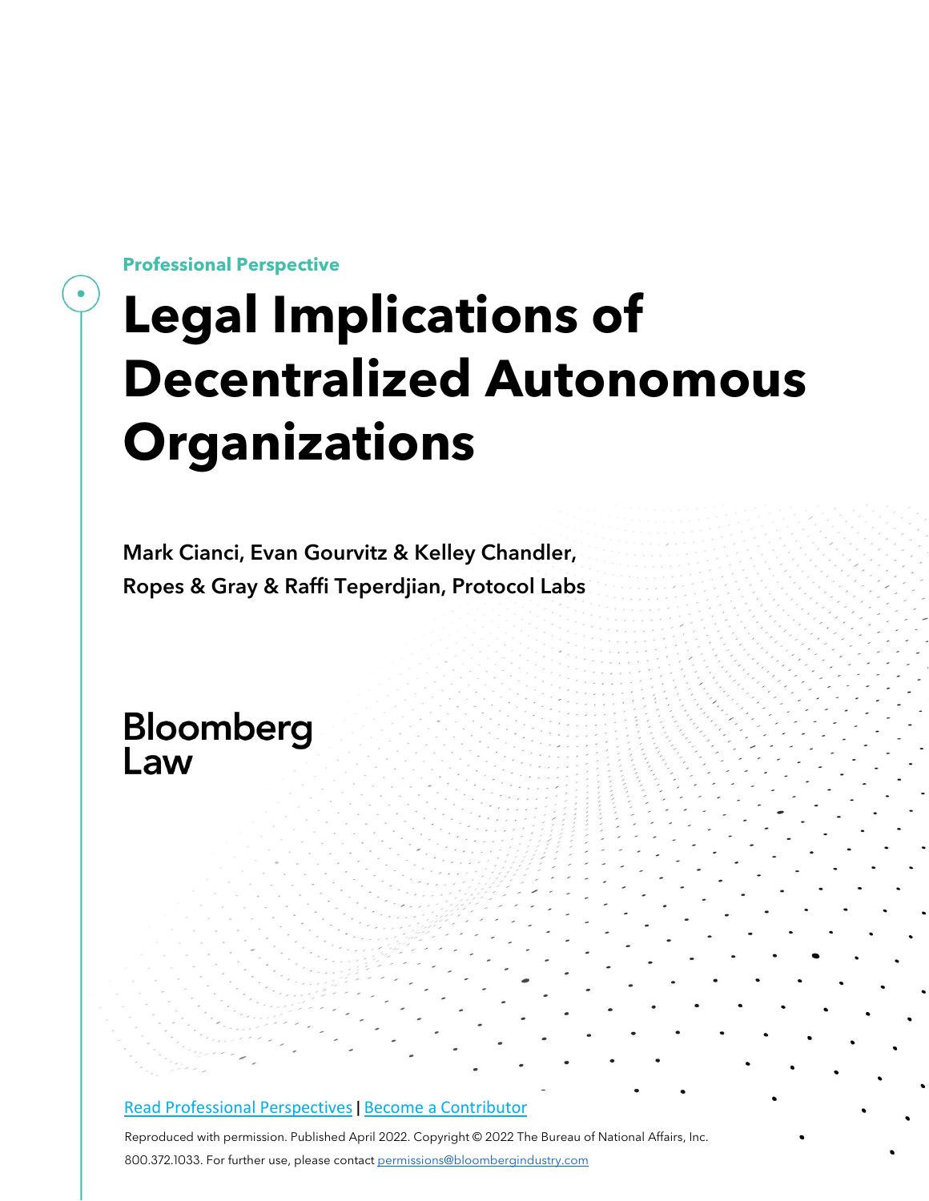Professional Perspective

# Legal Implications of Decentralized Autonomous Organizations

Mark Cianci, Evan Gourvitz & Kelley Chandler, Ropes & Gray & Raffi Teperdjian, Protocol Labs

Bloomberg Law

[Read Professional Perspectives](#) | [Become a Contributor](#)

Reproduced with permission. Published April 2022. Copyright © 2022 The Bureau of National Affairs, Inc. 800.372.1033. For further use, please contact permissions@bloombergindustry.com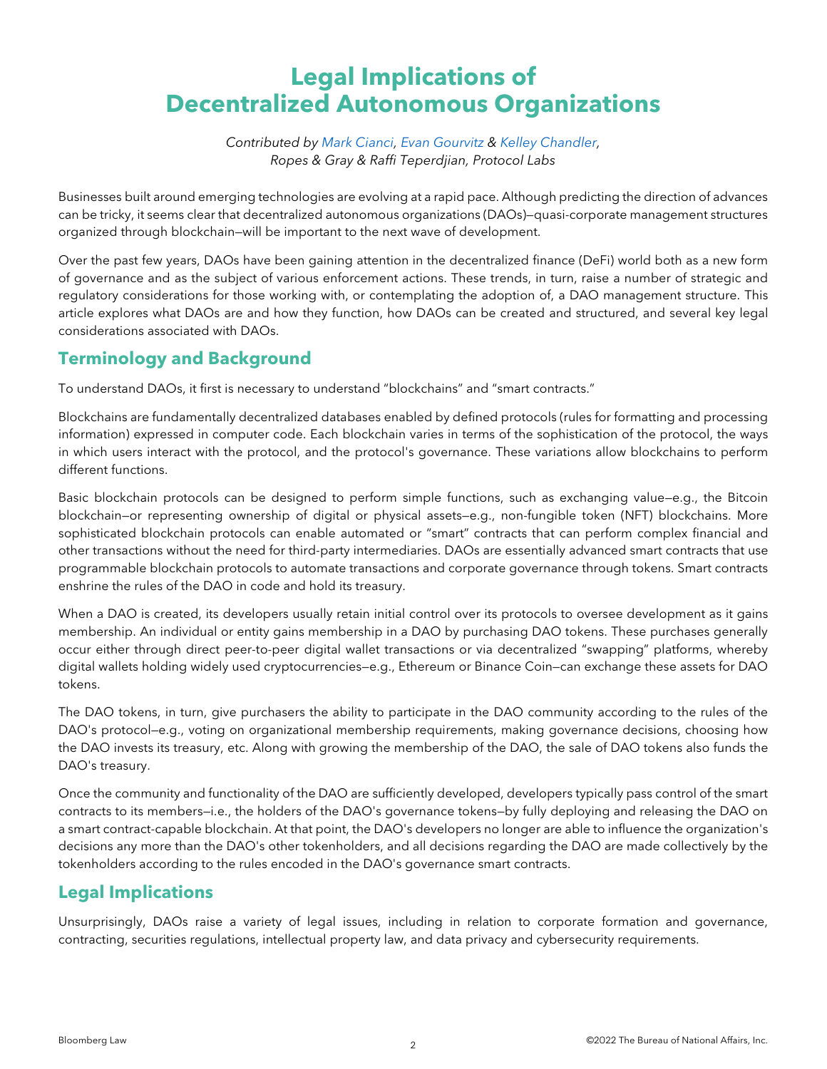# Legal Implications of Decentralized Autonomous Organizations

*Contributed by Mark Cianci, Evan Gourvitz & Kelley Chandler, Ropes & Gray & Raffi Teperdjian, Protocol Labs*

Businesses built around emerging technologies are evolving at a rapid pace. Although predicting the direction of advances can be tricky, it seems clear that decentralized autonomous organizations (DAOs)—quasi-corporate management structures organized through blockchain—will be important to the next wave of development.

Over the past few years, DAOs have been gaining attention in the decentralized finance (DeFi) world both as a new form of governance and as the subject of various enforcement actions. These trends, in turn, raise a number of strategic and regulatory considerations for those working with, or contemplating the adoption of, a DAO management structure. This article explores what DAOs are and how they function, how DAOs can be created and structured, and several key legal considerations associated with DAOs.

## Terminology and Background

To understand DAOs, it first is necessary to understand "blockchains" and "smart contracts."

Blockchains are fundamentally decentralized databases enabled by defined protocols (rules for formatting and processing information) expressed in computer code. Each blockchain varies in terms of the sophistication of the protocol, the ways in which users interact with the protocol, and the protocol's governance. These variations allow blockchains to perform different functions.

Basic blockchain protocols can be designed to perform simple functions, such as exchanging value—e.g., the Bitcoin blockchain—or representing ownership of digital or physical assets—e.g., non-fungible token (NFT) blockchains. More sophisticated blockchain protocols can enable automated or "smart" contracts that can perform complex financial and other transactions without the need for third-party intermediaries. DAOs are essentially advanced smart contracts that use programmable blockchain protocols to automate transactions and corporate governance through tokens. Smart contracts enshrine the rules of the DAO in code and hold its treasury.

When a DAO is created, its developers usually retain initial control over its protocols to oversee development as it gains membership. An individual or entity gains membership in a DAO by purchasing DAO tokens. These purchases generally occur either through direct peer-to-peer digital wallet transactions or via decentralized "swapping" platforms, whereby digital wallets holding widely used cryptocurrencies—e.g., Ethereum or Binance Coin—can exchange these assets for DAO tokens.

The DAO tokens, in turn, give purchasers the ability to participate in the DAO community according to the rules of the DAO's protocol—e.g., voting on organizational membership requirements, making governance decisions, choosing how the DAO invests its treasury, etc. Along with growing the membership of the DAO, the sale of DAO tokens also funds the DAO's treasury.

Once the community and functionality of the DAO are sufficiently developed, developers typically pass control of the smart contracts to its members—i.e., the holders of the DAO's governance tokens—by fully deploying and releasing the DAO on a smart contract-capable blockchain. At that point, the DAO's developers no longer are able to influence the organization's decisions any more than the DAO's other tokenholders, and all decisions regarding the DAO are made collectively by the tokenholders according to the rules encoded in the DAO's governance smart contracts.

## Legal Implications

Unsurprisingly, DAOs raise a variety of legal issues, including in relation to corporate formation and governance, contracting, securities regulations, intellectual property law, and data privacy and cybersecurity requirements.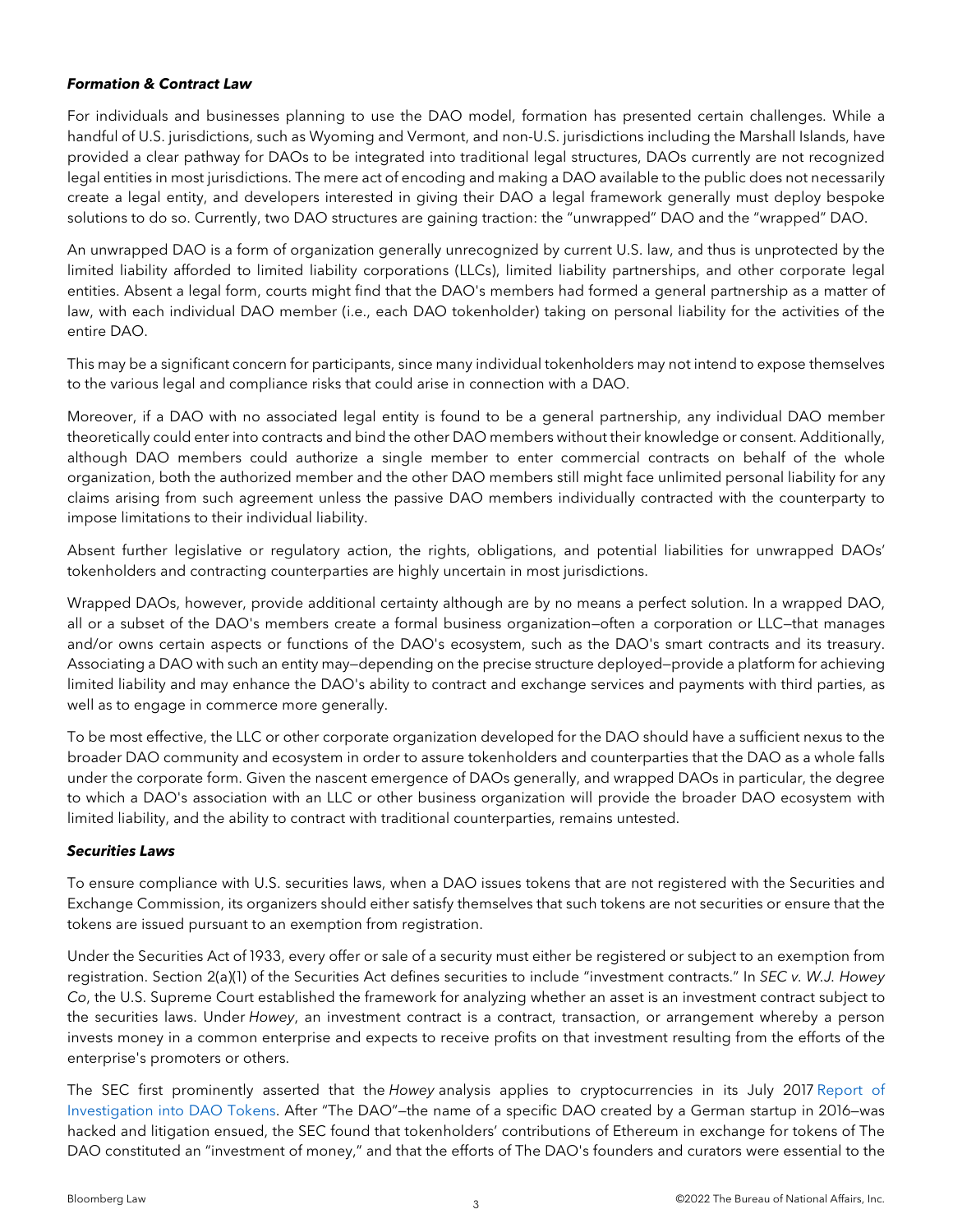***Formation & Contract Law***

For individuals and businesses planning to use the DAO model, formation has presented certain challenges. While a handful of U.S. jurisdictions, such as Wyoming and Vermont, and non-U.S. jurisdictions including the Marshall Islands, have provided a clear pathway for DAOs to be integrated into traditional legal structures, DAOs currently are not recognized legal entities in most jurisdictions. The mere act of encoding and making a DAO available to the public does not necessarily create a legal entity, and developers interested in giving their DAO a legal framework generally must deploy bespoke solutions to do so. Currently, two DAO structures are gaining traction: the "unwrapped" DAO and the "wrapped" DAO.

An unwrapped DAO is a form of organization generally unrecognized by current U.S. law, and thus is unprotected by the limited liability afforded to limited liability corporations (LLCs), limited liability partnerships, and other corporate legal entities. Absent a legal form, courts might find that the DAO's members had formed a general partnership as a matter of law, with each individual DAO member (i.e., each DAO tokenholder) taking on personal liability for the activities of the entire DAO.

This may be a significant concern for participants, since many individual tokenholders may not intend to expose themselves to the various legal and compliance risks that could arise in connection with a DAO.

Moreover, if a DAO with no associated legal entity is found to be a general partnership, any individual DAO member theoretically could enter into contracts and bind the other DAO members without their knowledge or consent. Additionally, although DAO members could authorize a single member to enter commercial contracts on behalf of the whole organization, both the authorized member and the other DAO members still might face unlimited personal liability for any claims arising from such agreement unless the passive DAO members individually contracted with the counterparty to impose limitations to their individual liability.

Absent further legislative or regulatory action, the rights, obligations, and potential liabilities for unwrapped DAOs' tokenholders and contracting counterparties are highly uncertain in most jurisdictions.

Wrapped DAOs, however, provide additional certainty although are by no means a perfect solution. In a wrapped DAO, all or a subset of the DAO's members create a formal business organization—often a corporation or LLC—that manages and/or owns certain aspects or functions of the DAO's ecosystem, such as the DAO's smart contracts and its treasury. Associating a DAO with such an entity may—depending on the precise structure deployed—provide a platform for achieving limited liability and may enhance the DAO's ability to contract and exchange services and payments with third parties, as well as to engage in commerce more generally.

To be most effective, the LLC or other corporate organization developed for the DAO should have a sufficient nexus to the broader DAO community and ecosystem in order to assure tokenholders and counterparties that the DAO as a whole falls under the corporate form. Given the nascent emergence of DAOs generally, and wrapped DAOs in particular, the degree to which a DAO's association with an LLC or other business organization will provide the broader DAO ecosystem with limited liability, and the ability to contract with traditional counterparties, remains untested.

***Securities Laws***

To ensure compliance with U.S. securities laws, when a DAO issues tokens that are not registered with the Securities and Exchange Commission, its organizers should either satisfy themselves that such tokens are not securities or ensure that the tokens are issued pursuant to an exemption from registration.

Under the Securities Act of 1933, every offer or sale of a security must either be registered or subject to an exemption from registration. Section 2(a)(1) of the Securities Act defines securities to include "investment contracts." In *SEC v. W.J. Howey Co*, the U.S. Supreme Court established the framework for analyzing whether an asset is an investment contract subject to the securities laws. Under *Howey*, an investment contract is a contract, transaction, or arrangement whereby a person invests money in a common enterprise and expects to receive profits on that investment resulting from the efforts of the enterprise's promoters or others.

The SEC first prominently asserted that the *Howey* analysis applies to cryptocurrencies in its July 2017 Report of Investigation into DAO Tokens. After "The DAO"—the name of a specific DAO created by a German startup in 2016—was hacked and litigation ensued, the SEC found that tokenholders' contributions of Ethereum in exchange for tokens of The DAO constituted an "investment of money," and that the efforts of The DAO's founders and curators were essential to the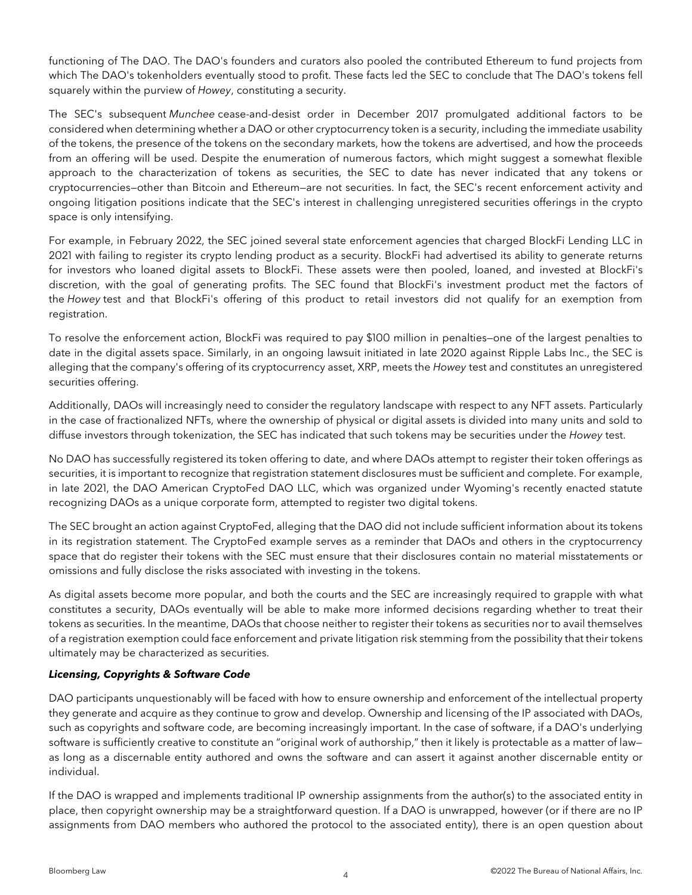functioning of The DAO. The DAO's founders and curators also pooled the contributed Ethereum to fund projects from which The DAO's tokenholders eventually stood to profit. These facts led the SEC to conclude that The DAO's tokens fell squarely within the purview of *Howey*, constituting a security.

The SEC's subsequent *Munchee* cease-and-desist order in December 2017 promulgated additional factors to be considered when determining whether a DAO or other cryptocurrency token is a security, including the immediate usability of the tokens, the presence of the tokens on the secondary markets, how the tokens are advertised, and how the proceeds from an offering will be used. Despite the enumeration of numerous factors, which might suggest a somewhat flexible approach to the characterization of tokens as securities, the SEC to date has never indicated that any tokens or cryptocurrencies—other than Bitcoin and Ethereum—are not securities. In fact, the SEC's recent enforcement activity and ongoing litigation positions indicate that the SEC's interest in challenging unregistered securities offerings in the crypto space is only intensifying.

For example, in February 2022, the SEC joined several state enforcement agencies that charged BlockFi Lending LLC in 2021 with failing to register its crypto lending product as a security. BlockFi had advertised its ability to generate returns for investors who loaned digital assets to BlockFi. These assets were then pooled, loaned, and invested at BlockFi's discretion, with the goal of generating profits. The SEC found that BlockFi's investment product met the factors of the *Howey* test and that BlockFi's offering of this product to retail investors did not qualify for an exemption from registration.

To resolve the enforcement action, BlockFi was required to pay $100 million in penalties—one of the largest penalties to date in the digital assets space. Similarly, in an ongoing lawsuit initiated in late 2020 against Ripple Labs Inc., the SEC is alleging that the company's offering of its cryptocurrency asset, XRP, meets the *Howey* test and constitutes an unregistered securities offering.

Additionally, DAOs will increasingly need to consider the regulatory landscape with respect to any NFT assets. Particularly in the case of fractionalized NFTs, where the ownership of physical or digital assets is divided into many units and sold to diffuse investors through tokenization, the SEC has indicated that such tokens may be securities under the *Howey* test.

No DAO has successfully registered its token offering to date, and where DAOs attempt to register their token offerings as securities, it is important to recognize that registration statement disclosures must be sufficient and complete. For example, in late 2021, the DAO American CryptoFed DAO LLC, which was organized under Wyoming's recently enacted statute recognizing DAOs as a unique corporate form, attempted to register two digital tokens.

The SEC brought an action against CryptoFed, alleging that the DAO did not include sufficient information about its tokens in its registration statement. The CryptoFed example serves as a reminder that DAOs and others in the cryptocurrency space that do register their tokens with the SEC must ensure that their disclosures contain no material misstatements or omissions and fully disclose the risks associated with investing in the tokens.

As digital assets become more popular, and both the courts and the SEC are increasingly required to grapple with what constitutes a security, DAOs eventually will be able to make more informed decisions regarding whether to treat their tokens as securities. In the meantime, DAOs that choose neither to register their tokens as securities nor to avail themselves of a registration exemption could face enforcement and private litigation risk stemming from the possibility that their tokens ultimately may be characterized as securities.

### ***Licensing, Copyrights & Software Code***

DAO participants unquestionably will be faced with how to ensure ownership and enforcement of the intellectual property they generate and acquire as they continue to grow and develop. Ownership and licensing of the IP associated with DAOs, such as copyrights and software code, are becoming increasingly important. In the case of software, if a DAO's underlying software is sufficiently creative to constitute an "original work of authorship," then it likely is protectable as a matter of law—as long as a discernable entity authored and owns the software and can assert it against another discernable entity or individual.

If the DAO is wrapped and implements traditional IP ownership assignments from the author(s) to the associated entity in place, then copyright ownership may be a straightforward question. If a DAO is unwrapped, however (or if there are no IP assignments from DAO members who authored the protocol to the associated entity), there is an open question about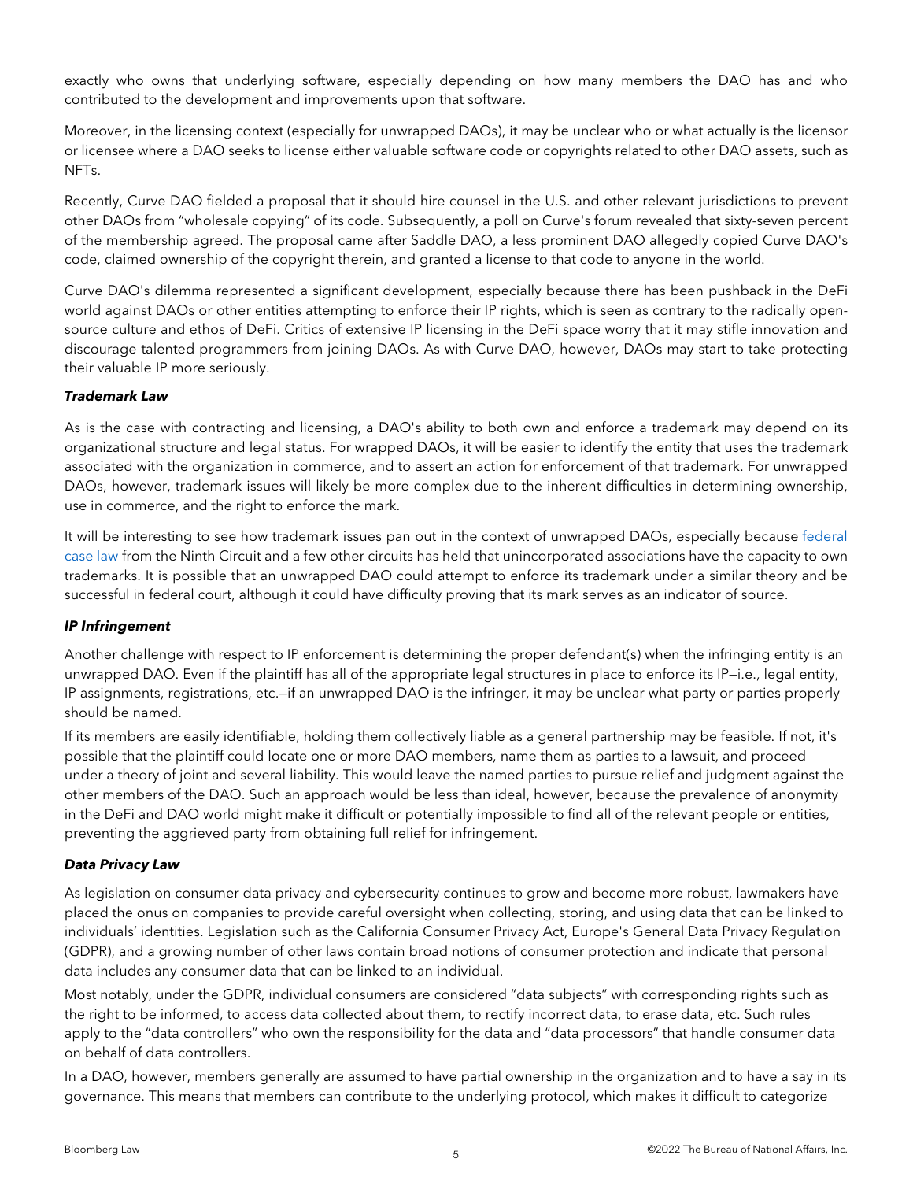exactly who owns that underlying software, especially depending on how many members the DAO has and who contributed to the development and improvements upon that software.

Moreover, in the licensing context (especially for unwrapped DAOs), it may be unclear who or what actually is the licensor or licensee where a DAO seeks to license either valuable software code or copyrights related to other DAO assets, such as NFTs.

Recently, Curve DAO fielded a proposal that it should hire counsel in the U.S. and other relevant jurisdictions to prevent other DAOs from "wholesale copying" of its code. Subsequently, a poll on Curve's forum revealed that sixty-seven percent of the membership agreed. The proposal came after Saddle DAO, a less prominent DAO allegedly copied Curve DAO's code, claimed ownership of the copyright therein, and granted a license to that code to anyone in the world.

Curve DAO's dilemma represented a significant development, especially because there has been pushback in the DeFi world against DAOs or other entities attempting to enforce their IP rights, which is seen as contrary to the radically open-source culture and ethos of DeFi. Critics of extensive IP licensing in the DeFi space worry that it may stifle innovation and discourage talented programmers from joining DAOs. As with Curve DAO, however, DAOs may start to take protecting their valuable IP more seriously.

#### ***Trademark Law***

As is the case with contracting and licensing, a DAO's ability to both own and enforce a trademark may depend on its organizational structure and legal status. For wrapped DAOs, it will be easier to identify the entity that uses the trademark associated with the organization in commerce, and to assert an action for enforcement of that trademark. For unwrapped DAOs, however, trademark issues will likely be more complex due to the inherent difficulties in determining ownership, use in commerce, and the right to enforce the mark.

It will be interesting to see how trademark issues pan out in the context of unwrapped DAOs, especially because federal case law from the Ninth Circuit and a few other circuits has held that unincorporated associations have the capacity to own trademarks. It is possible that an unwrapped DAO could attempt to enforce its trademark under a similar theory and be successful in federal court, although it could have difficulty proving that its mark serves as an indicator of source.

#### ***IP Infringement***

Another challenge with respect to IP enforcement is determining the proper defendant(s) when the infringing entity is an unwrapped DAO. Even if the plaintiff has all of the appropriate legal structures in place to enforce its IP—i.e., legal entity, IP assignments, registrations, etc.—if an unwrapped DAO is the infringer, it may be unclear what party or parties properly should be named.

If its members are easily identifiable, holding them collectively liable as a general partnership may be feasible. If not, it's possible that the plaintiff could locate one or more DAO members, name them as parties to a lawsuit, and proceed under a theory of joint and several liability. This would leave the named parties to pursue relief and judgment against the other members of the DAO. Such an approach would be less than ideal, however, because the prevalence of anonymity in the DeFi and DAO world might make it difficult or potentially impossible to find all of the relevant people or entities, preventing the aggrieved party from obtaining full relief for infringement.

#### ***Data Privacy Law***

As legislation on consumer data privacy and cybersecurity continues to grow and become more robust, lawmakers have placed the onus on companies to provide careful oversight when collecting, storing, and using data that can be linked to individuals' identities. Legislation such as the California Consumer Privacy Act, Europe's General Data Privacy Regulation (GDPR), and a growing number of other laws contain broad notions of consumer protection and indicate that personal data includes any consumer data that can be linked to an individual.

Most notably, under the GDPR, individual consumers are considered "data subjects" with corresponding rights such as the right to be informed, to access data collected about them, to rectify incorrect data, to erase data, etc. Such rules apply to the "data controllers" who own the responsibility for the data and "data processors" that handle consumer data on behalf of data controllers.

In a DAO, however, members generally are assumed to have partial ownership in the organization and to have a say in its governance. This means that members can contribute to the underlying protocol, which makes it difficult to categorize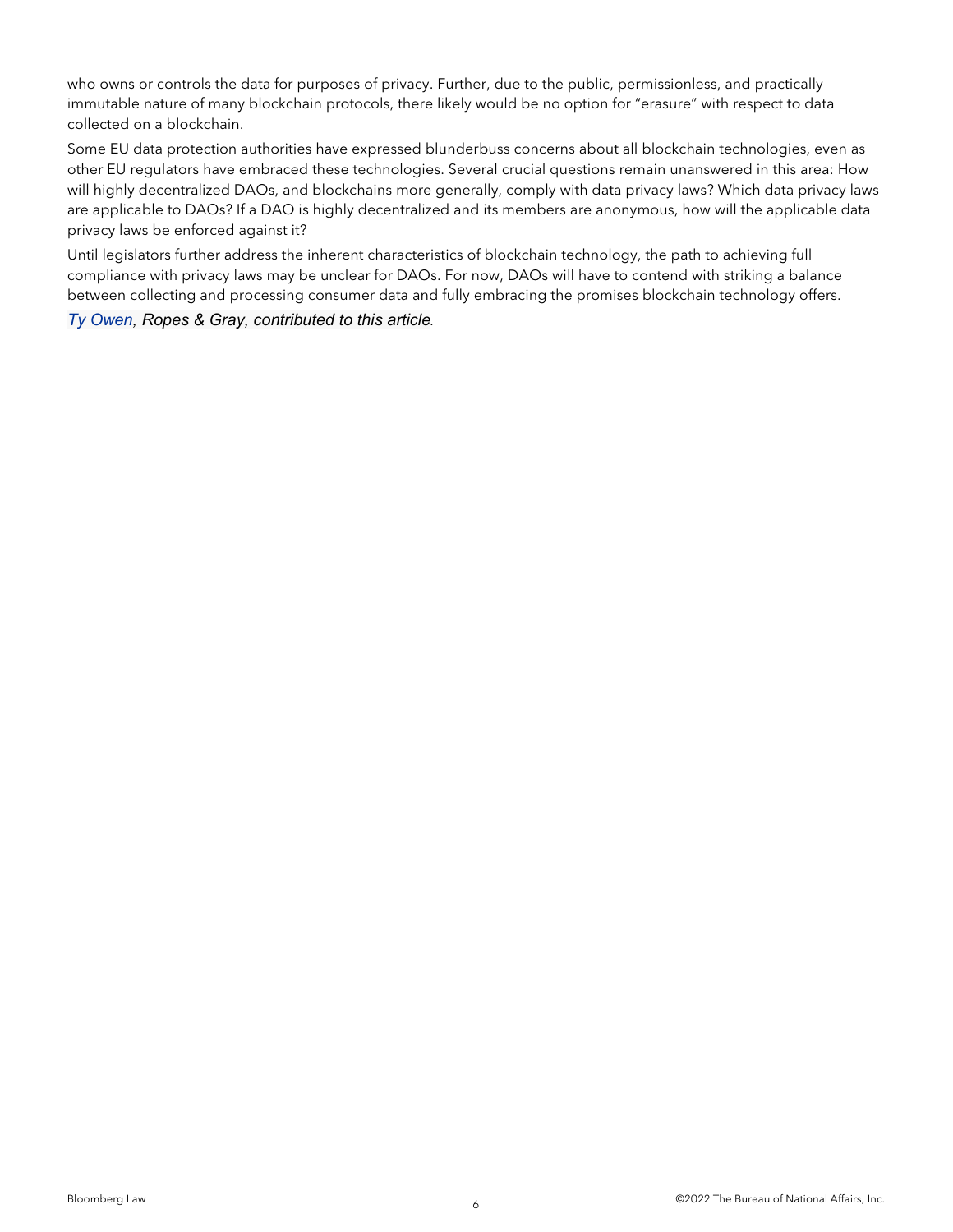who owns or controls the data for purposes of privacy. Further, due to the public, permissionless, and practically immutable nature of many blockchain protocols, there likely would be no option for "erasure" with respect to data collected on a blockchain.

Some EU data protection authorities have expressed blunderbuss concerns about all blockchain technologies, even as other EU regulators have embraced these technologies. Several crucial questions remain unanswered in this area: How will highly decentralized DAOs, and blockchains more generally, comply with data privacy laws? Which data privacy laws are applicable to DAOs? If a DAO is highly decentralized and its members are anonymous, how will the applicable data privacy laws be enforced against it?

Until legislators further address the inherent characteristics of blockchain technology, the path to achieving full compliance with privacy laws may be unclear for DAOs. For now, DAOs will have to contend with striking a balance between collecting and processing consumer data and fully embracing the promises blockchain technology offers.

*Ty Owen, Ropes & Gray, contributed to this article.*